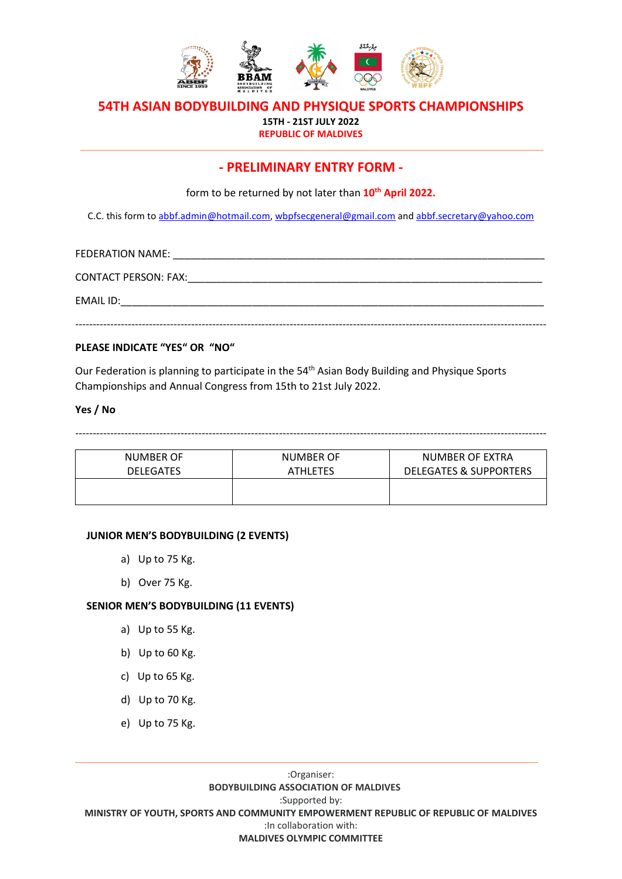# 54TH ASIAN BODYBUILDING AND PHYSIQUE SPORTS CHAMPIONSHIPS

**15TH - 21ST JULY 2022**

**REPUBLIC OF MALDIVES**

---

## - PRELIMINARY ENTRY FORM -

form to be returned by not later than **10th April 2022.**

C.C. this form to abbf.admin@hotmail.com, wbpfsecgeneral@gmail.com and abbf.secretary@yahoo.com

FEDERATION NAME: ____________________________________________

CONTACT PERSON: FAX:____________________________________________

EMAIL ID:____________________________________________

---

**PLEASE INDICATE "YES" OR "NO"**

Our Federation is planning to participate in the 54th Asian Body Building and Physique Sports Championships and Annual Congress from 15th to 21st July 2022.

**Yes / No**

---

| NUMBER OF DELEGATES | NUMBER OF ATHLETES | NUMBER OF EXTRA DELEGATES & SUPPORTERS |
|---|---|---|
| | | |

**JUNIOR MEN'S BODYBUILDING (2 EVENTS)**

a) Up to 75 Kg.

b) Over 75 Kg.

**SENIOR MEN'S BODYBUILDING (11 EVENTS)**

a) Up to 55 Kg.

b) Up to 60 Kg.

c) Up to 65 Kg.

d) Up to 70 Kg.

e) Up to 75 Kg.

---

:Organiser:

**BODYBUILDING ASSOCIATION OF MALDIVES**

:Supported by:

**MINISTRY OF YOUTH, SPORTS AND COMMUNITY EMPOWERMENT REPUBLIC OF REPUBLIC OF MALDIVES**

:In collaboration with:

**MALDIVES OLYMPIC COMMITTEE**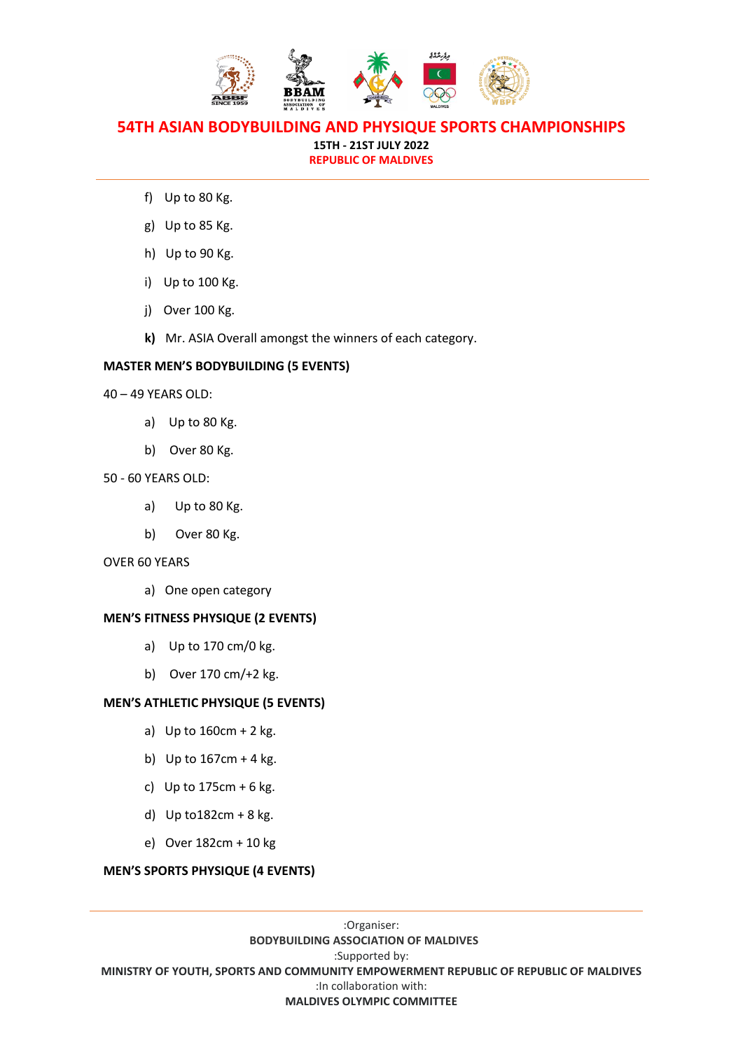f) Up to 80 Kg.

g) Up to 85 Kg.

h) Up to 90 Kg.

i) Up to 100 Kg.

j) Over 100 Kg.

**k)** Mr. ASIA Overall amongst the winners of each category.

**MASTER MEN'S BODYBUILDING (5 EVENTS)**

40 – 49 YEARS OLD:

a) Up to 80 Kg.

b) Over 80 Kg.

50 - 60 YEARS OLD:

a) Up to 80 Kg.

b) Over 80 Kg.

OVER 60 YEARS

a) One open category

**MEN'S FITNESS PHYSIQUE (2 EVENTS)**

a) Up to 170 cm/0 kg.

b) Over 170 cm/+2 kg.

**MEN'S ATHLETIC PHYSIQUE (5 EVENTS)**

a) Up to 160cm + 2 kg.

b) Up to 167cm + 4 kg.

c) Up to 175cm + 6 kg.

d) Up to182cm + 8 kg.

e) Over 182cm + 10 kg

**MEN'S SPORTS PHYSIQUE (4 EVENTS)**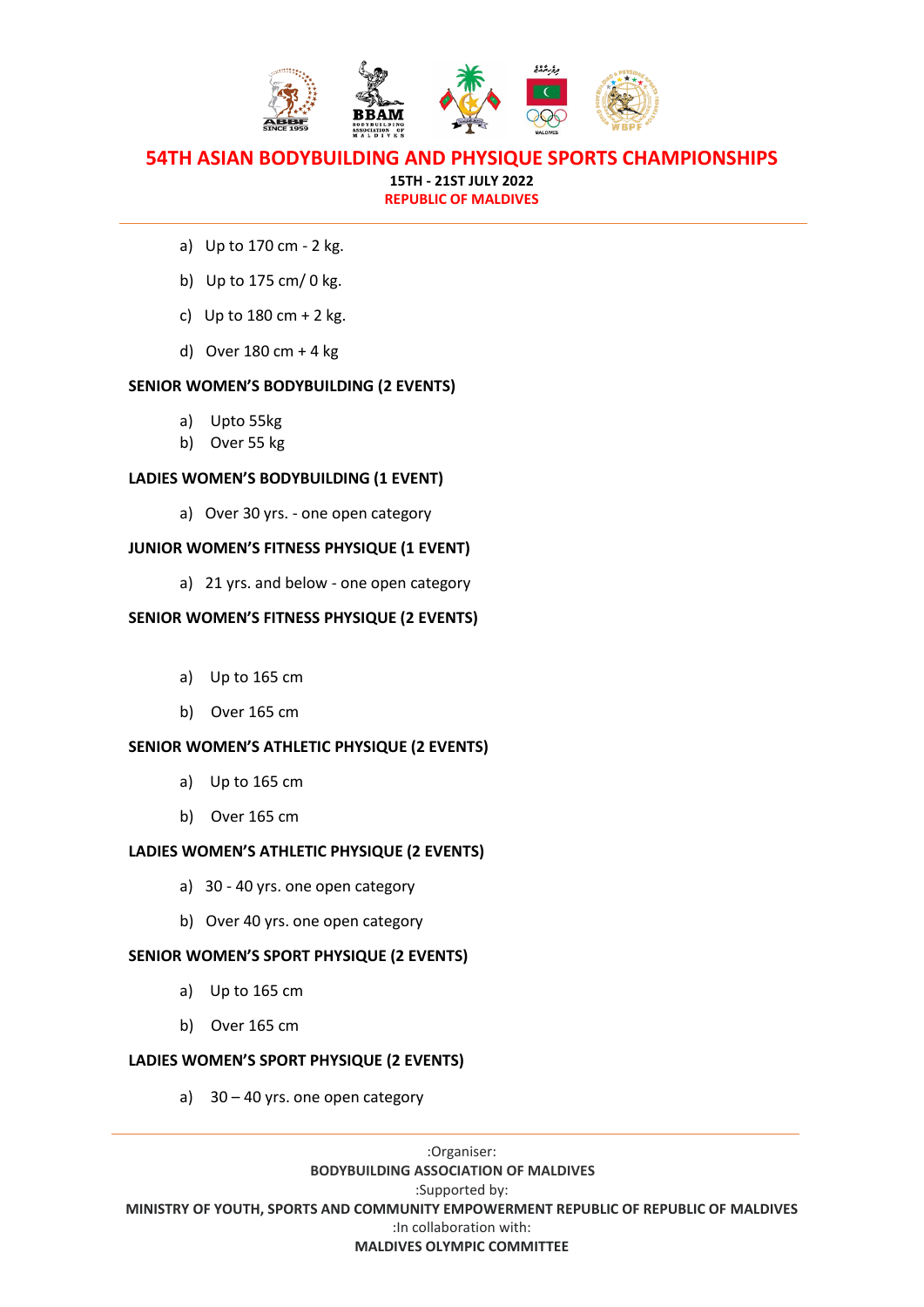a) Up to 170 cm - 2 kg.

b) Up to 175 cm/ 0 kg.

c) Up to 180 cm + 2 kg.

d) Over 180 cm + 4 kg

**SENIOR WOMEN'S BODYBUILDING (2 EVENTS)**

a) Upto 55kg
b) Over 55 kg

**LADIES WOMEN'S BODYBUILDING (1 EVENT)**

a) Over 30 yrs. - one open category

**JUNIOR WOMEN'S FITNESS PHYSIQUE (1 EVENT)**

a) 21 yrs. and below - one open category

**SENIOR WOMEN'S FITNESS PHYSIQUE (2 EVENTS)**

a) Up to 165 cm

b) Over 165 cm

**SENIOR WOMEN'S ATHLETIC PHYSIQUE (2 EVENTS)**

a) Up to 165 cm

b) Over 165 cm

**LADIES WOMEN'S ATHLETIC PHYSIQUE (2 EVENTS)**

a) 30 - 40 yrs. one open category

b) Over 40 yrs. one open category

**SENIOR WOMEN'S SPORT PHYSIQUE (2 EVENTS)**

a) Up to 165 cm

b) Over 165 cm

**LADIES WOMEN'S SPORT PHYSIQUE (2 EVENTS)**

a) 30 – 40 yrs. one open category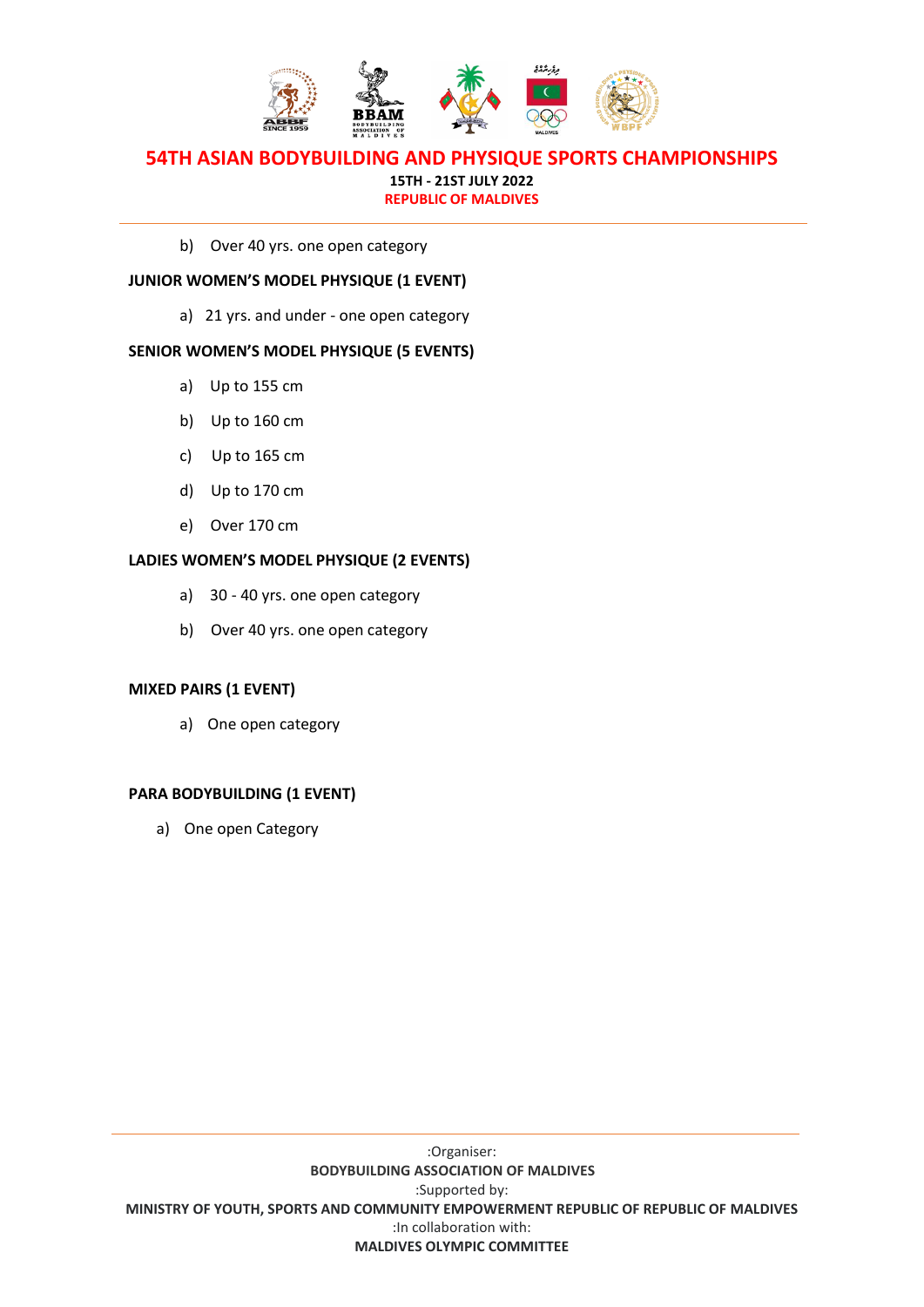b) Over 40 yrs. one open category

**JUNIOR WOMEN'S MODEL PHYSIQUE (1 EVENT)**

a) 21 yrs. and under - one open category

**SENIOR WOMEN'S MODEL PHYSIQUE (5 EVENTS)**

a) Up to 155 cm

b) Up to 160 cm

c) Up to 165 cm

d) Up to 170 cm

e) Over 170 cm

**LADIES WOMEN'S MODEL PHYSIQUE (2 EVENTS)**

a) 30 - 40 yrs. one open category

b) Over 40 yrs. one open category

**MIXED PAIRS (1 EVENT)**

a) One open category

**PARA BODYBUILDING (1 EVENT)**

a) One open Category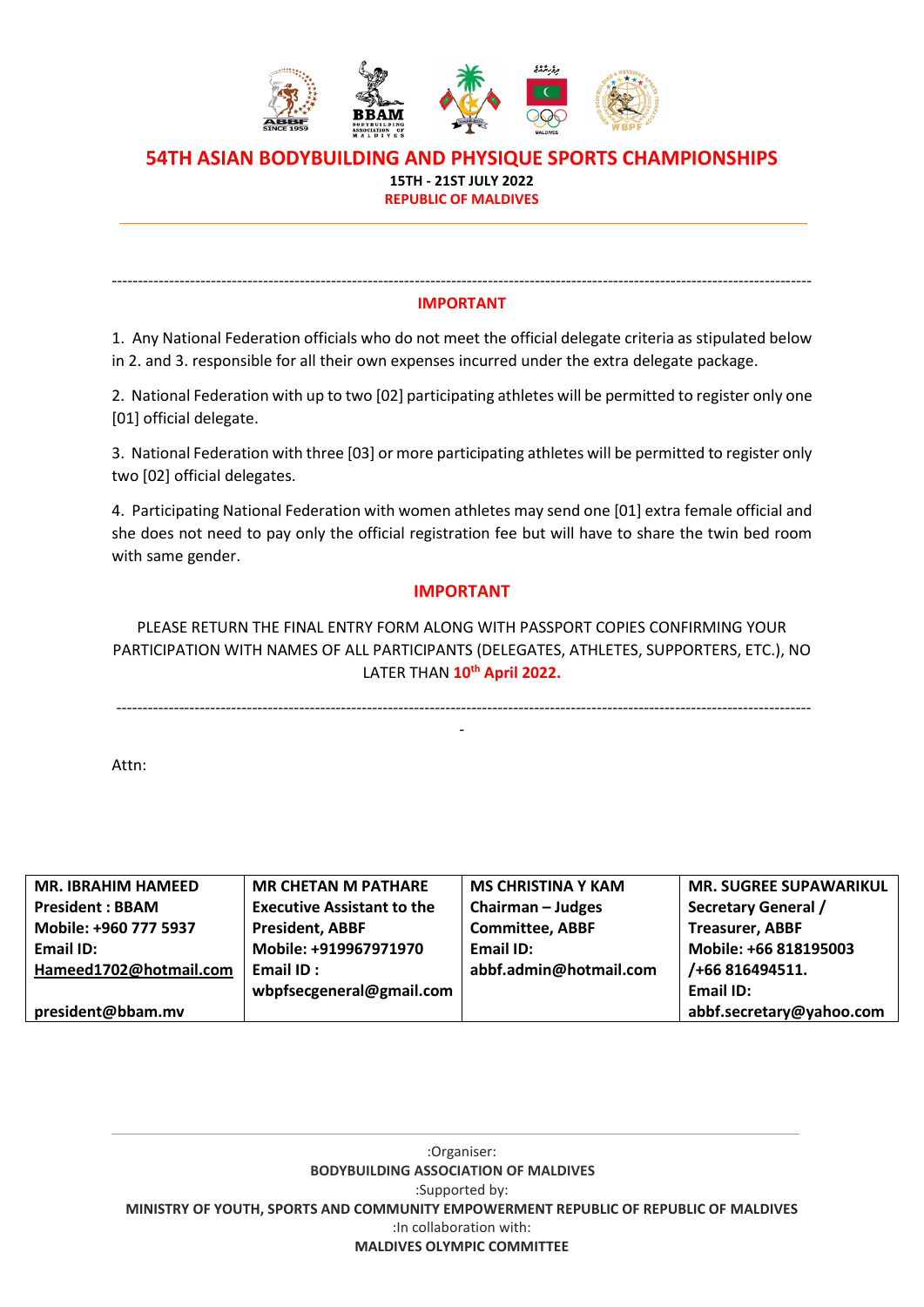# 54TH ASIAN BODYBUILDING AND PHYSIQUE SPORTS CHAMPIONSHIPS

**15TH - 21ST JULY 2022**

**REPUBLIC OF MALDIVES**

---

## IMPORTANT

1. Any National Federation officials who do not meet the official delegate criteria as stipulated below in 2. and 3. responsible for all their own expenses incurred under the extra delegate package.

2. National Federation with up to two [02] participating athletes will be permitted to register only one [01] official delegate.

3. National Federation with three [03] or more participating athletes will be permitted to register only two [02] official delegates.

4. Participating National Federation with women athletes may send one [01] extra female official and she does not need to pay only the official registration fee but will have to share the twin bed room with same gender.

## IMPORTANT

PLEASE RETURN THE FINAL ENTRY FORM ALONG WITH PASSPORT COPIES CONFIRMING YOUR PARTICIPATION WITH NAMES OF ALL PARTICIPANTS (DELEGATES, ATHLETES, SUPPORTERS, ETC.), NO LATER THAN **10th April 2022.**

---

Attn:

| | | | |
|---|---|---|---|
| **MR. IBRAHIM HAMEED**<br>**President : BBAM**<br>**Mobile: +960 777 5937**<br>**Email ID:**<br>**Hameed1702@hotmail.com**<br><br>**president@bbam.mv** | **MR CHETAN M PATHARE**<br>**Executive Assistant to the President, ABBF**<br>**Mobile: +919967971970**<br>**Email ID :**<br>**wbpfsecgeneral@gmail.com** | **MS CHRISTINA Y KAM**<br>**Chairman – Judges Committee, ABBF**<br>**Email ID:**<br>**abbf.admin@hotmail.com** | **MR. SUGREE SUPAWARIKUL**<br>**Secretary General / Treasurer, ABBF**<br>**Mobile: +66 818195003 /+66 816494511.**<br>**Email ID:**<br>**abbf.secretary@yahoo.com** |

:Organiser:
**BODYBUILDING ASSOCIATION OF MALDIVES**
:Supported by:
**MINISTRY OF YOUTH, SPORTS AND COMMUNITY EMPOWERMENT REPUBLIC OF REPUBLIC OF MALDIVES**
:In collaboration with:
**MALDIVES OLYMPIC COMMITTEE**